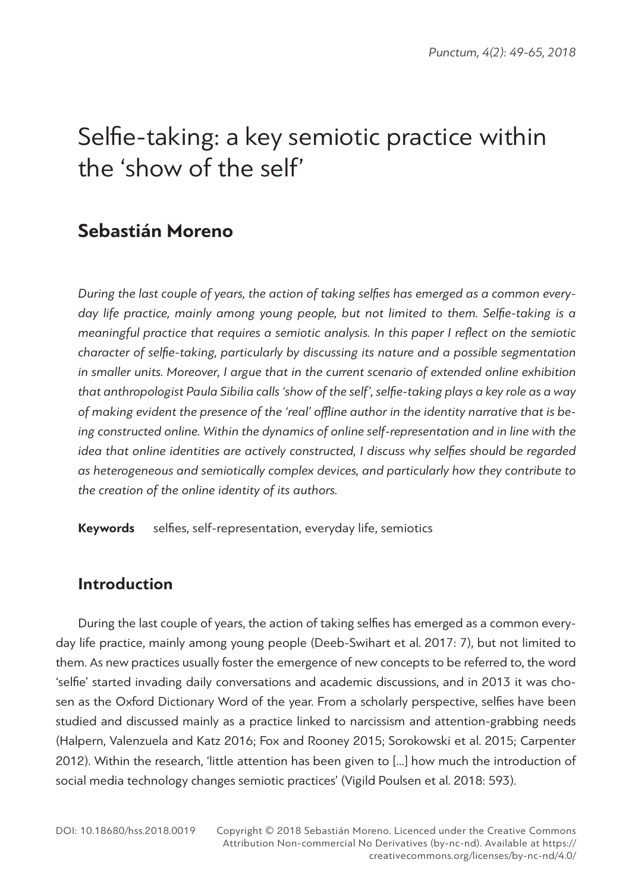# Selfie-taking: a key semiotic practice within the 'show of the self'

## Sebastián Moreno

*During the last couple of years, the action of taking selfies has emerged as a common everyday life practice, mainly among young people, but not limited to them. Selfie-taking is a meaningful practice that requires a semiotic analysis. In this paper I reflect on the semiotic character of selfie-taking, particularly by discussing its nature and a possible segmentation in smaller units. Moreover, I argue that in the current scenario of extended online exhibition that anthropologist Paula Sibilia calls 'show of the self', selfie-taking plays a key role as a way of making evident the presence of the 'real' offline author in the identity narrative that is being constructed online. Within the dynamics of online self-representation and in line with the idea that online identities are actively constructed, I discuss why selfies should be regarded as heterogeneous and semiotically complex devices, and particularly how they contribute to the creation of the online identity of its authors.*

**Keywords** selfies, self-representation, everyday life, semiotics

## Introduction

During the last couple of years, the action of taking selfies has emerged as a common everyday life practice, mainly among young people (Deeb-Swihart et al. 2017: 7), but not limited to them. As new practices usually foster the emergence of new concepts to be referred to, the word 'selfie' started invading daily conversations and academic discussions, and in 2013 it was chosen as the Oxford Dictionary Word of the year. From a scholarly perspective, selfies have been studied and discussed mainly as a practice linked to narcissism and attention-grabbing needs (Halpern, Valenzuela and Katz 2016; Fox and Rooney 2015; Sorokowski et al. 2015; Carpenter 2012). Within the research, 'little attention has been given to [...] how much the introduction of social media technology changes semiotic practices' (Vigild Poulsen et al. 2018: 593).

DOI: 10.18680/hss.2018.0019 Copyright © 2018 Sebastián Moreno. Licenced under the Creative Commons Attribution Non-commercial No Derivatives (by-nc-nd). Available at https://creativecommons.org/licenses/by-nc-nd/4.0/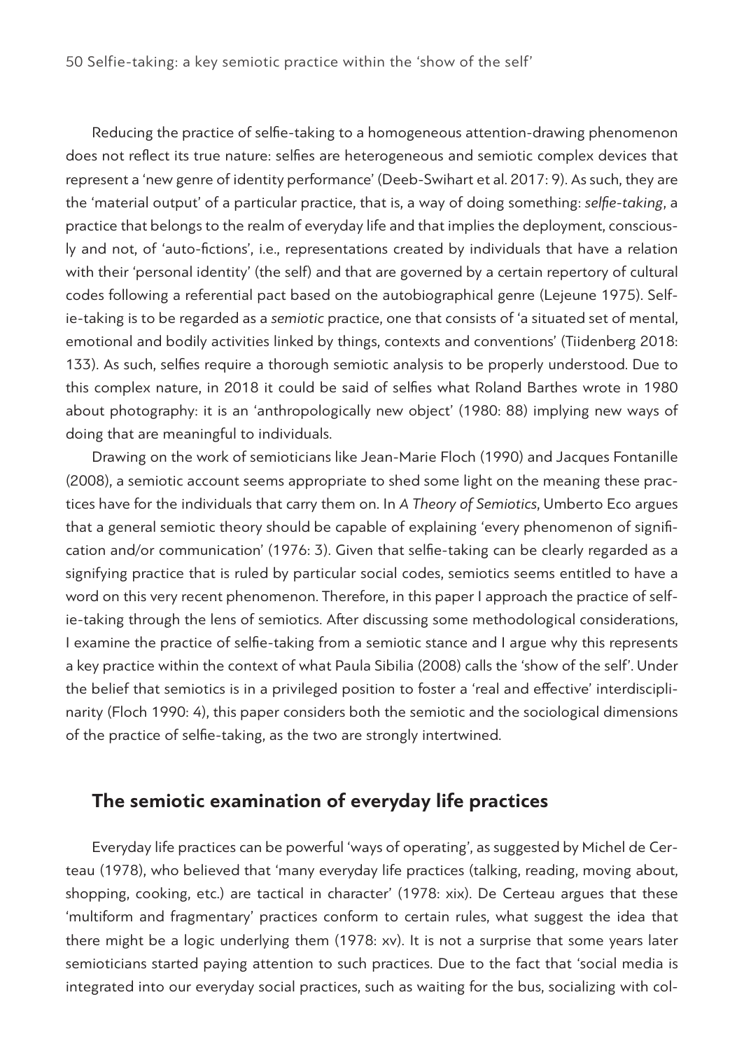Reducing the practice of selfie-taking to a homogeneous attention-drawing phenomenon does not reflect its true nature: selfies are heterogeneous and semiotic complex devices that represent a 'new genre of identity performance' (Deeb-Swihart et al. 2017: 9). As such, they are the 'material output' of a particular practice, that is, a way of doing something: *selfie-taking*, a practice that belongs to the realm of everyday life and that implies the deployment, consciously and not, of 'auto-fictions', i.e., representations created by individuals that have a relation with their 'personal identity' (the self) and that are governed by a certain repertory of cultural codes following a referential pact based on the autobiographical genre (Lejeune 1975). Selfie-taking is to be regarded as a *semiotic* practice, one that consists of 'a situated set of mental, emotional and bodily activities linked by things, contexts and conventions' (Tiidenberg 2018: 133). As such, selfies require a thorough semiotic analysis to be properly understood. Due to this complex nature, in 2018 it could be said of selfies what Roland Barthes wrote in 1980 about photography: it is an 'anthropologically new object' (1980: 88) implying new ways of doing that are meaningful to individuals.

Drawing on the work of semioticians like Jean-Marie Floch (1990) and Jacques Fontanille (2008), a semiotic account seems appropriate to shed some light on the meaning these practices have for the individuals that carry them on. In *A Theory of Semiotics*, Umberto Eco argues that a general semiotic theory should be capable of explaining 'every phenomenon of signification and/or communication' (1976: 3). Given that selfie-taking can be clearly regarded as a signifying practice that is ruled by particular social codes, semiotics seems entitled to have a word on this very recent phenomenon. Therefore, in this paper I approach the practice of selfie-taking through the lens of semiotics. After discussing some methodological considerations, I examine the practice of selfie-taking from a semiotic stance and I argue why this represents a key practice within the context of what Paula Sibilia (2008) calls the 'show of the self'. Under the belief that semiotics is in a privileged position to foster a 'real and effective' interdisciplinarity (Floch 1990: 4), this paper considers both the semiotic and the sociological dimensions of the practice of selfie-taking, as the two are strongly intertwined.

## The semiotic examination of everyday life practices

Everyday life practices can be powerful 'ways of operating', as suggested by Michel de Certeau (1978), who believed that 'many everyday life practices (talking, reading, moving about, shopping, cooking, etc.) are tactical in character' (1978: xix). De Certeau argues that these 'multiform and fragmentary' practices conform to certain rules, what suggest the idea that there might be a logic underlying them (1978: xv). It is not a surprise that some years later semioticians started paying attention to such practices. Due to the fact that 'social media is integrated into our everyday social practices, such as waiting for the bus, socializing with col-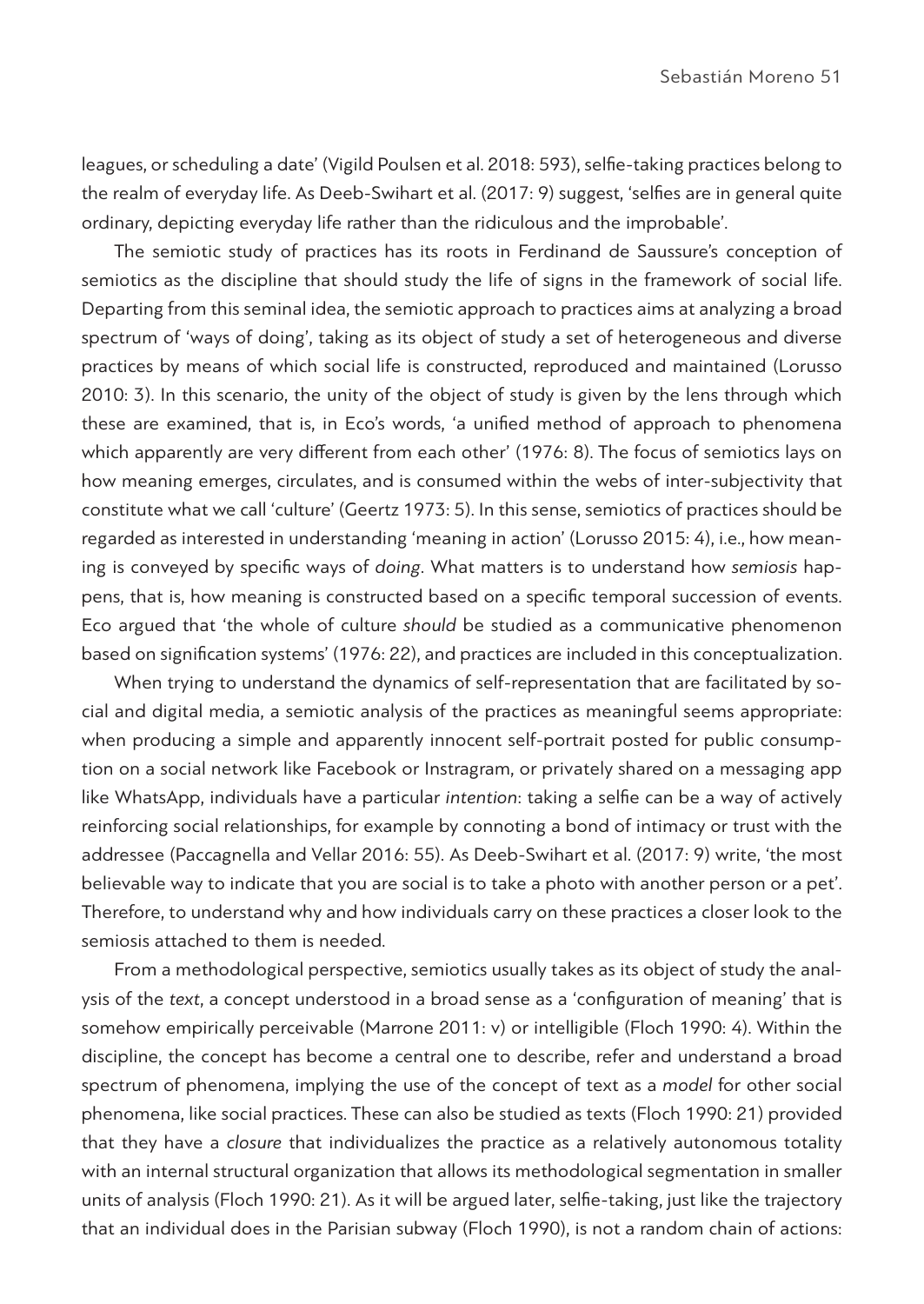leagues, or scheduling a date' (Vigild Poulsen et al. 2018: 593), selfie-taking practices belong to the realm of everyday life. As Deeb-Swihart et al. (2017: 9) suggest, 'selfies are in general quite ordinary, depicting everyday life rather than the ridiculous and the improbable'.

The semiotic study of practices has its roots in Ferdinand de Saussure's conception of semiotics as the discipline that should study the life of signs in the framework of social life. Departing from this seminal idea, the semiotic approach to practices aims at analyzing a broad spectrum of 'ways of doing', taking as its object of study a set of heterogeneous and diverse practices by means of which social life is constructed, reproduced and maintained (Lorusso 2010: 3). In this scenario, the unity of the object of study is given by the lens through which these are examined, that is, in Eco's words, 'a unified method of approach to phenomena which apparently are very different from each other' (1976: 8). The focus of semiotics lays on how meaning emerges, circulates, and is consumed within the webs of inter-subjectivity that constitute what we call 'culture' (Geertz 1973: 5). In this sense, semiotics of practices should be regarded as interested in understanding 'meaning in action' (Lorusso 2015: 4), i.e., how meaning is conveyed by specific ways of *doing*. What matters is to understand how *semiosis* happens, that is, how meaning is constructed based on a specific temporal succession of events. Eco argued that 'the whole of culture *should* be studied as a communicative phenomenon based on signification systems' (1976: 22), and practices are included in this conceptualization.

When trying to understand the dynamics of self-representation that are facilitated by social and digital media, a semiotic analysis of the practices as meaningful seems appropriate: when producing a simple and apparently innocent self-portrait posted for public consumption on a social network like Facebook or Instragram, or privately shared on a messaging app like WhatsApp, individuals have a particular *intention*: taking a selfie can be a way of actively reinforcing social relationships, for example by connoting a bond of intimacy or trust with the addressee (Paccagnella and Vellar 2016: 55). As Deeb-Swihart et al. (2017: 9) write, 'the most believable way to indicate that you are social is to take a photo with another person or a pet'. Therefore, to understand why and how individuals carry on these practices a closer look to the semiosis attached to them is needed.

From a methodological perspective, semiotics usually takes as its object of study the analysis of the *text*, a concept understood in a broad sense as a 'configuration of meaning' that is somehow empirically perceivable (Marrone 2011: v) or intelligible (Floch 1990: 4). Within the discipline, the concept has become a central one to describe, refer and understand a broad spectrum of phenomena, implying the use of the concept of text as a *model* for other social phenomena, like social practices. These can also be studied as texts (Floch 1990: 21) provided that they have a *closure* that individualizes the practice as a relatively autonomous totality with an internal structural organization that allows its methodological segmentation in smaller units of analysis (Floch 1990: 21). As it will be argued later, selfie-taking, just like the trajectory that an individual does in the Parisian subway (Floch 1990), is not a random chain of actions: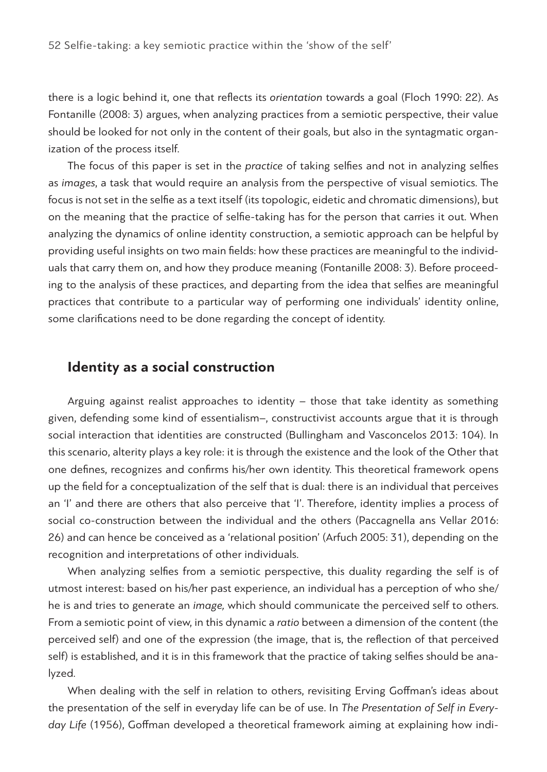there is a logic behind it, one that reflects its *orientation* towards a goal (Floch 1990: 22). As Fontanille (2008: 3) argues, when analyzing practices from a semiotic perspective, their value should be looked for not only in the content of their goals, but also in the syntagmatic organization of the process itself.

The focus of this paper is set in the *practice* of taking selfies and not in analyzing selfies as *images*, a task that would require an analysis from the perspective of visual semiotics. The focus is not set in the selfie as a text itself (its topologic, eidetic and chromatic dimensions), but on the meaning that the practice of selfie-taking has for the person that carries it out. When analyzing the dynamics of online identity construction, a semiotic approach can be helpful by providing useful insights on two main fields: how these practices are meaningful to the individuals that carry them on, and how they produce meaning (Fontanille 2008: 3). Before proceeding to the analysis of these practices, and departing from the idea that selfies are meaningful practices that contribute to a particular way of performing one individuals' identity online, some clarifications need to be done regarding the concept of identity.

## Identity as a social construction

Arguing against realist approaches to identity – those that take identity as something given, defending some kind of essentialism–, constructivist accounts argue that it is through social interaction that identities are constructed (Bullingham and Vasconcelos 2013: 104). In this scenario, alterity plays a key role: it is through the existence and the look of the Other that one defines, recognizes and confirms his/her own identity. This theoretical framework opens up the field for a conceptualization of the self that is dual: there is an individual that perceives an 'I' and there are others that also perceive that 'I'. Therefore, identity implies a process of social co-construction between the individual and the others (Paccagnella ans Vellar 2016: 26) and can hence be conceived as a 'relational position' (Arfuch 2005: 31), depending on the recognition and interpretations of other individuals.

When analyzing selfies from a semiotic perspective, this duality regarding the self is of utmost interest: based on his/her past experience, an individual has a perception of who she/he is and tries to generate an *image*, which should communicate the perceived self to others. From a semiotic point of view, in this dynamic a *ratio* between a dimension of the content (the perceived self) and one of the expression (the image, that is, the reflection of that perceived self) is established, and it is in this framework that the practice of taking selfies should be analyzed.

When dealing with the self in relation to others, revisiting Erving Goffman's ideas about the presentation of the self in everyday life can be of use. In *The Presentation of Self in Everyday Life* (1956), Goffman developed a theoretical framework aiming at explaining how indi-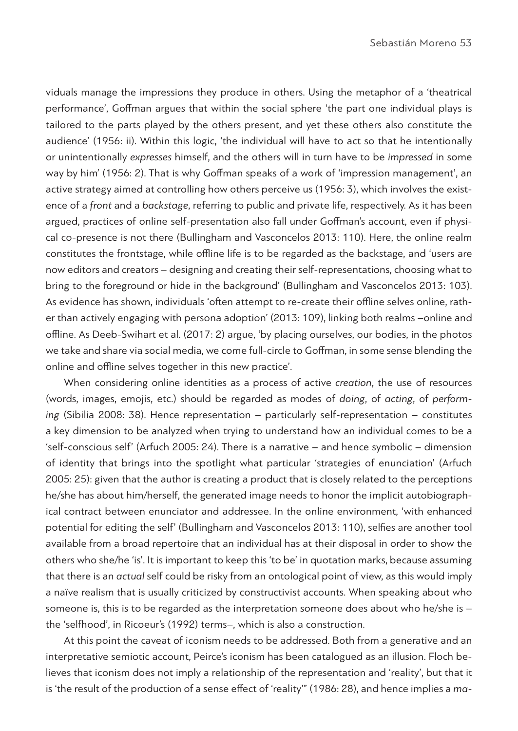viduals manage the impressions they produce in others. Using the metaphor of a 'theatrical performance', Goffman argues that within the social sphere 'the part one individual plays is tailored to the parts played by the others present, and yet these others also constitute the audience' (1956: ii). Within this logic, 'the individual will have to act so that he intentionally or unintentionally *expresses* himself, and the others will in turn have to be *impressed* in some way by him' (1956: 2). That is why Goffman speaks of a work of 'impression management', an active strategy aimed at controlling how others perceive us (1956: 3), which involves the existence of a *front* and a *backstage*, referring to public and private life, respectively. As it has been argued, practices of online self-presentation also fall under Goffman's account, even if physical co-presence is not there (Bullingham and Vasconcelos 2013: 110). Here, the online realm constitutes the frontstage, while offline life is to be regarded as the backstage, and 'users are now editors and creators – designing and creating their self-representations, choosing what to bring to the foreground or hide in the background' (Bullingham and Vasconcelos 2013: 103). As evidence has shown, individuals 'often attempt to re-create their offline selves online, rather than actively engaging with persona adoption' (2013: 109), linking both realms –online and offline. As Deeb-Swihart et al. (2017: 2) argue, 'by placing ourselves, our bodies, in the photos we take and share via social media, we come full-circle to Goffman, in some sense blending the online and offline selves together in this new practice'.

When considering online identities as a process of active *creation*, the use of resources (words, images, emojis, etc.) should be regarded as modes of *doing*, of *acting*, of *performing* (Sibilia 2008: 38). Hence representation – particularly self-representation – constitutes a key dimension to be analyzed when trying to understand how an individual comes to be a 'self-conscious self' (Arfuch 2005: 24). There is a narrative – and hence symbolic – dimension of identity that brings into the spotlight what particular 'strategies of enunciation' (Arfuch 2005: 25): given that the author is creating a product that is closely related to the perceptions he/she has about him/herself, the generated image needs to honor the implicit autobiographical contract between enunciator and addressee. In the online environment, 'with enhanced potential for editing the self' (Bullingham and Vasconcelos 2013: 110), selfies are another tool available from a broad repertoire that an individual has at their disposal in order to show the others who she/he 'is'. It is important to keep this 'to be' in quotation marks, because assuming that there is an *actual* self could be risky from an ontological point of view, as this would imply a naïve realism that is usually criticized by constructivist accounts. When speaking about who someone is, this is to be regarded as the interpretation someone does about who he/she is – the 'selfhood', in Ricoeur's (1992) terms–, which is also a construction.

At this point the caveat of iconism needs to be addressed. Both from a generative and an interpretative semiotic account, Peirce's iconism has been catalogued as an illusion. Floch believes that iconism does not imply a relationship of the representation and 'reality', but that it is 'the result of the production of a sense effect of 'reality'" (1986: 28), and hence implies a *ma-*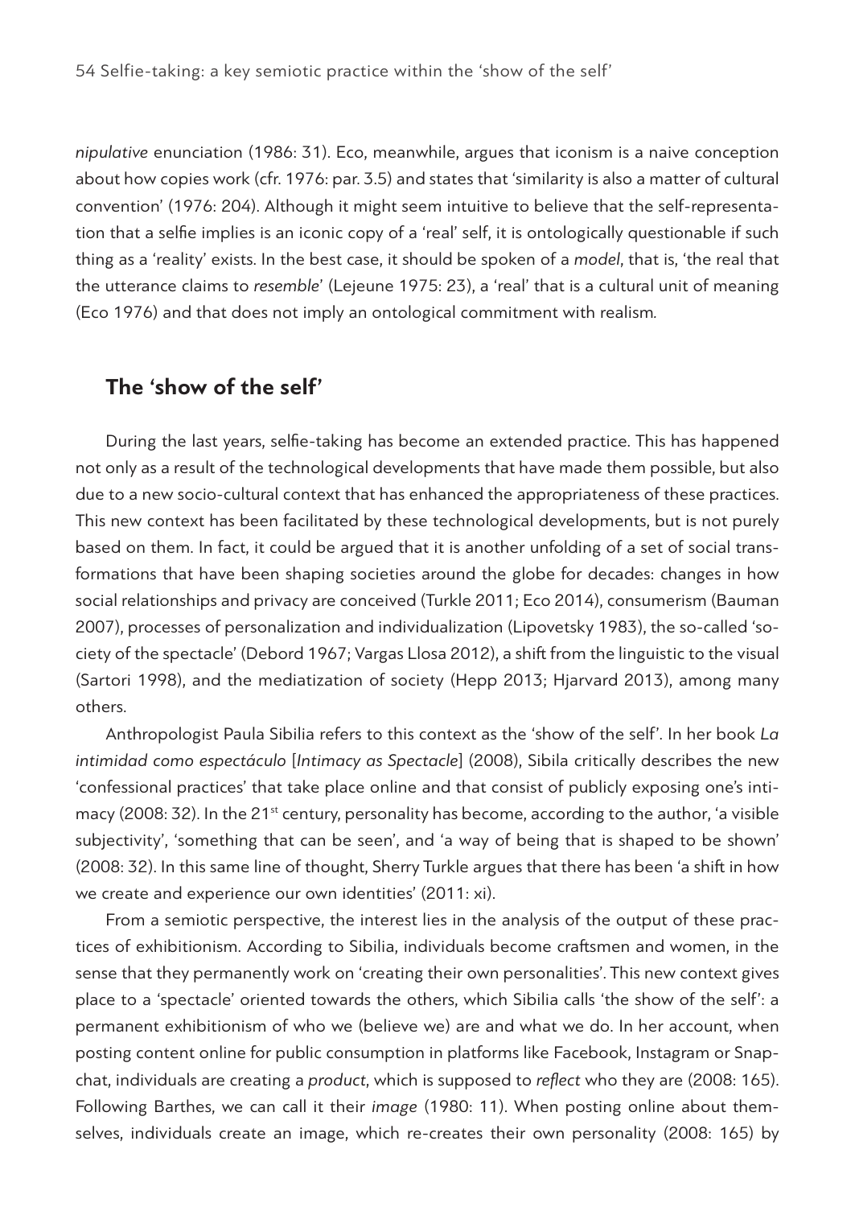*nipulative* enunciation (1986: 31). Eco, meanwhile, argues that iconism is a naive conception about how copies work (cfr. 1976: par. 3.5) and states that 'similarity is also a matter of cultural convention' (1976: 204). Although it might seem intuitive to believe that the self-representation that a selfie implies is an iconic copy of a 'real' self, it is ontologically questionable if such thing as a 'reality' exists. In the best case, it should be spoken of a *model*, that is, 'the real that the utterance claims to *resemble*' (Lejeune 1975: 23), a 'real' that is a cultural unit of meaning (Eco 1976) and that does not imply an ontological commitment with realism.

## The 'show of the self'

During the last years, selfie-taking has become an extended practice. This has happened not only as a result of the technological developments that have made them possible, but also due to a new socio-cultural context that has enhanced the appropriateness of these practices. This new context has been facilitated by these technological developments, but is not purely based on them. In fact, it could be argued that it is another unfolding of a set of social transformations that have been shaping societies around the globe for decades: changes in how social relationships and privacy are conceived (Turkle 2011; Eco 2014), consumerism (Bauman 2007), processes of personalization and individualization (Lipovetsky 1983), the so-called 'society of the spectacle' (Debord 1967; Vargas Llosa 2012), a shift from the linguistic to the visual (Sartori 1998), and the mediatization of society (Hepp 2013; Hjarvard 2013), among many others.

Anthropologist Paula Sibilia refers to this context as the 'show of the self'. In her book *La intimidad como espectáculo* [*Intimacy as Spectacle*] (2008), Sibila critically describes the new 'confessional practices' that take place online and that consist of publicly exposing one's intimacy (2008: 32). In the 21st century, personality has become, according to the author, 'a visible subjectivity', 'something that can be seen', and 'a way of being that is shaped to be shown' (2008: 32). In this same line of thought, Sherry Turkle argues that there has been 'a shift in how we create and experience our own identities' (2011: xi).

From a semiotic perspective, the interest lies in the analysis of the output of these practices of exhibitionism. According to Sibilia, individuals become craftsmen and women, in the sense that they permanently work on 'creating their own personalities'. This new context gives place to a 'spectacle' oriented towards the others, which Sibilia calls 'the show of the self': a permanent exhibitionism of who we (believe we) are and what we do. In her account, when posting content online for public consumption in platforms like Facebook, Instagram or Snapchat, individuals are creating a *product*, which is supposed to *reflect* who they are (2008: 165). Following Barthes, we can call it their *image* (1980: 11). When posting online about themselves, individuals create an image, which re-creates their own personality (2008: 165) by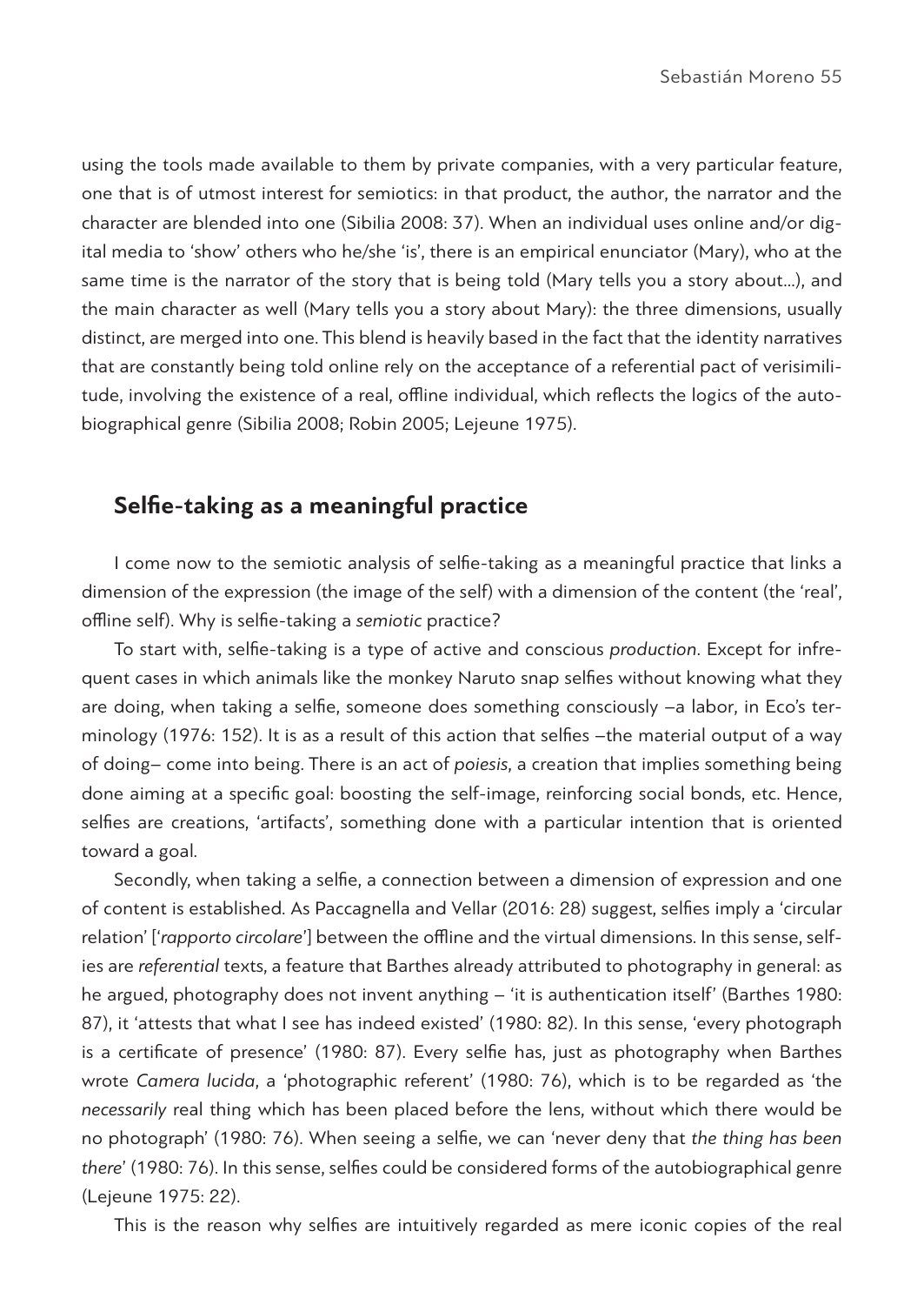using the tools made available to them by private companies, with a very particular feature, one that is of utmost interest for semiotics: in that product, the author, the narrator and the character are blended into one (Sibilia 2008: 37). When an individual uses online and/or digital media to 'show' others who he/she 'is', there is an empirical enunciator (Mary), who at the same time is the narrator of the story that is being told (Mary tells you a story about…), and the main character as well (Mary tells you a story about Mary): the three dimensions, usually distinct, are merged into one. This blend is heavily based in the fact that the identity narratives that are constantly being told online rely on the acceptance of a referential pact of verisimilitude, involving the existence of a real, offline individual, which reflects the logics of the autobiographical genre (Sibilia 2008; Robin 2005; Lejeune 1975).

## Selfie-taking as a meaningful practice

I come now to the semiotic analysis of selfie-taking as a meaningful practice that links a dimension of the expression (the image of the self) with a dimension of the content (the 'real', offline self). Why is selfie-taking a *semiotic* practice?

To start with, selfie-taking is a type of active and conscious *production*. Except for infrequent cases in which animals like the monkey Naruto snap selfies without knowing what they are doing, when taking a selfie, someone does something consciously –a labor, in Eco's terminology (1976: 152). It is as a result of this action that selfies –the material output of a way of doing– come into being. There is an act of *poiesis*, a creation that implies something being done aiming at a specific goal: boosting the self-image, reinforcing social bonds, etc. Hence, selfies are creations, 'artifacts', something done with a particular intention that is oriented toward a goal.

Secondly, when taking a selfie, a connection between a dimension of expression and one of content is established. As Paccagnella and Vellar (2016: 28) suggest, selfies imply a 'circular relation' ['*rapporto circolare*'] between the offline and the virtual dimensions. In this sense, selfies are *referential* texts, a feature that Barthes already attributed to photography in general: as he argued, photography does not invent anything – 'it is authentication itself' (Barthes 1980: 87), it 'attests that what I see has indeed existed' (1980: 82). In this sense, 'every photograph is a certificate of presence' (1980: 87). Every selfie has, just as photography when Barthes wrote *Camera lucida*, a 'photographic referent' (1980: 76), which is to be regarded as 'the *necessarily* real thing which has been placed before the lens, without which there would be no photograph' (1980: 76). When seeing a selfie, we can 'never deny that *the thing has been there*' (1980: 76). In this sense, selfies could be considered forms of the autobiographical genre (Lejeune 1975: 22).

This is the reason why selfies are intuitively regarded as mere iconic copies of the real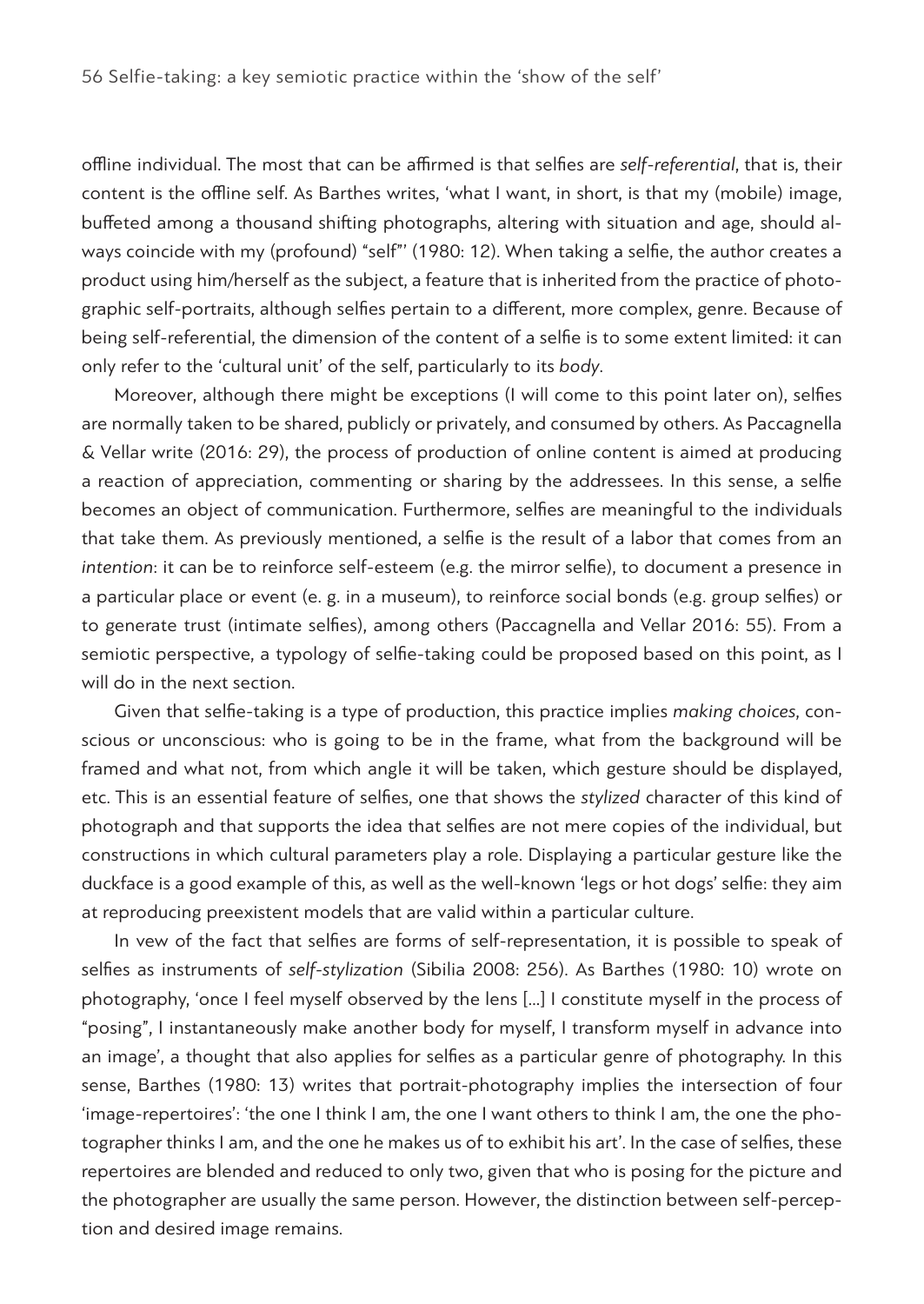offline individual. The most that can be affirmed is that selfies are *self-referential*, that is, their content is the offline self. As Barthes writes, 'what I want, in short, is that my (mobile) image, buffeted among a thousand shifting photographs, altering with situation and age, should always coincide with my (profound) "self"' (1980: 12). When taking a selfie, the author creates a product using him/herself as the subject, a feature that is inherited from the practice of photographic self-portraits, although selfies pertain to a different, more complex, genre. Because of being self-referential, the dimension of the content of a selfie is to some extent limited: it can only refer to the 'cultural unit' of the self, particularly to its *body*.

Moreover, although there might be exceptions (I will come to this point later on), selfies are normally taken to be shared, publicly or privately, and consumed by others. As Paccagnella & Vellar write (2016: 29), the process of production of online content is aimed at producing a reaction of appreciation, commenting or sharing by the addressees. In this sense, a selfie becomes an object of communication. Furthermore, selfies are meaningful to the individuals that take them. As previously mentioned, a selfie is the result of a labor that comes from an *intention*: it can be to reinforce self-esteem (e.g. the mirror selfie), to document a presence in a particular place or event (e. g. in a museum), to reinforce social bonds (e.g. group selfies) or to generate trust (intimate selfies), among others (Paccagnella and Vellar 2016: 55). From a semiotic perspective, a typology of selfie-taking could be proposed based on this point, as I will do in the next section.

Given that selfie-taking is a type of production, this practice implies *making choices*, conscious or unconscious: who is going to be in the frame, what from the background will be framed and what not, from which angle it will be taken, which gesture should be displayed, etc. This is an essential feature of selfies, one that shows the *stylized* character of this kind of photograph and that supports the idea that selfies are not mere copies of the individual, but constructions in which cultural parameters play a role. Displaying a particular gesture like the duckface is a good example of this, as well as the well-known 'legs or hot dogs' selfie: they aim at reproducing preexistent models that are valid within a particular culture.

In vew of the fact that selfies are forms of self-representation, it is possible to speak of selfies as instruments of *self-stylization* (Sibilia 2008: 256). As Barthes (1980: 10) wrote on photography, 'once I feel myself observed by the lens [...] I constitute myself in the process of "posing", I instantaneously make another body for myself, I transform myself in advance into an image', a thought that also applies for selfies as a particular genre of photography. In this sense, Barthes (1980: 13) writes that portrait-photography implies the intersection of four 'image-repertoires': 'the one I think I am, the one I want others to think I am, the one the photographer thinks I am, and the one he makes us of to exhibit his art'. In the case of selfies, these repertoires are blended and reduced to only two, given that who is posing for the picture and the photographer are usually the same person. However, the distinction between self-perception and desired image remains.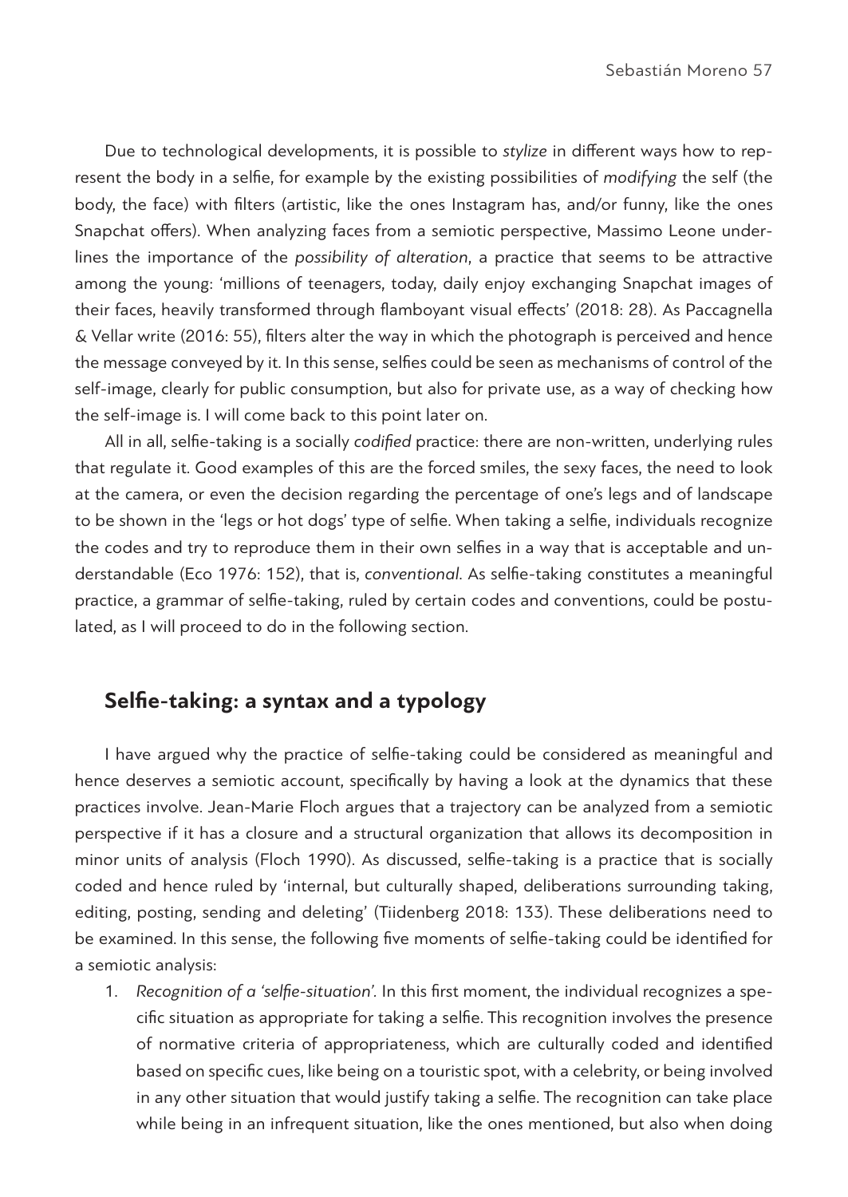Due to technological developments, it is possible to *stylize* in different ways how to represent the body in a selfie, for example by the existing possibilities of *modifying* the self (the body, the face) with filters (artistic, like the ones Instagram has, and/or funny, like the ones Snapchat offers). When analyzing faces from a semiotic perspective, Massimo Leone underlines the importance of the *possibility of alteration*, a practice that seems to be attractive among the young: 'millions of teenagers, today, daily enjoy exchanging Snapchat images of their faces, heavily transformed through flamboyant visual effects' (2018: 28). As Paccagnella & Vellar write (2016: 55), filters alter the way in which the photograph is perceived and hence the message conveyed by it. In this sense, selfies could be seen as mechanisms of control of the self-image, clearly for public consumption, but also for private use, as a way of checking how the self-image is. I will come back to this point later on.

All in all, selfie-taking is a socially *codified* practice: there are non-written, underlying rules that regulate it. Good examples of this are the forced smiles, the sexy faces, the need to look at the camera, or even the decision regarding the percentage of one's legs and of landscape to be shown in the 'legs or hot dogs' type of selfie. When taking a selfie, individuals recognize the codes and try to reproduce them in their own selfies in a way that is acceptable and understandable (Eco 1976: 152), that is, *conventional*. As selfie-taking constitutes a meaningful practice, a grammar of selfie-taking, ruled by certain codes and conventions, could be postulated, as I will proceed to do in the following section.

## Selfie-taking: a syntax and a typology

I have argued why the practice of selfie-taking could be considered as meaningful and hence deserves a semiotic account, specifically by having a look at the dynamics that these practices involve. Jean-Marie Floch argues that a trajectory can be analyzed from a semiotic perspective if it has a closure and a structural organization that allows its decomposition in minor units of analysis (Floch 1990). As discussed, selfie-taking is a practice that is socially coded and hence ruled by 'internal, but culturally shaped, deliberations surrounding taking, editing, posting, sending and deleting' (Tiidenberg 2018: 133). These deliberations need to be examined. In this sense, the following five moments of selfie-taking could be identified for a semiotic analysis:

1. *Recognition of a 'selfie-situation'.* In this first moment, the individual recognizes a specific situation as appropriate for taking a selfie. This recognition involves the presence of normative criteria of appropriateness, which are culturally coded and identified based on specific cues, like being on a touristic spot, with a celebrity, or being involved in any other situation that would justify taking a selfie. The recognition can take place while being in an infrequent situation, like the ones mentioned, but also when doing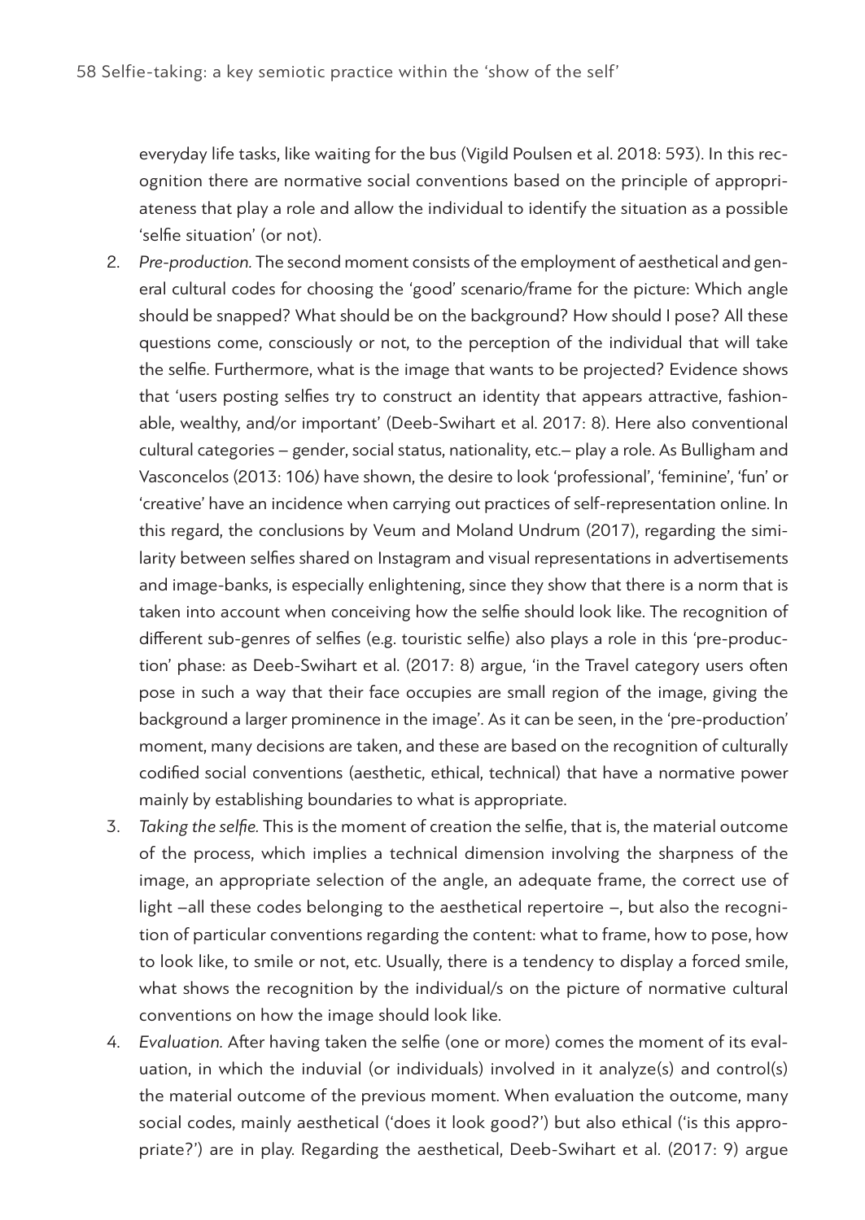everyday life tasks, like waiting for the bus (Vigild Poulsen et al. 2018: 593). In this recognition there are normative social conventions based on the principle of appropriateness that play a role and allow the individual to identify the situation as a possible 'selfie situation' (or not).

2. *Pre-production.* The second moment consists of the employment of aesthetical and general cultural codes for choosing the 'good' scenario/frame for the picture: Which angle should be snapped? What should be on the background? How should I pose? All these questions come, consciously or not, to the perception of the individual that will take the selfie. Furthermore, what is the image that wants to be projected? Evidence shows that 'users posting selfies try to construct an identity that appears attractive, fashionable, wealthy, and/or important' (Deeb-Swihart et al. 2017: 8). Here also conventional cultural categories – gender, social status, nationality, etc.– play a role. As Bulligham and Vasconcelos (2013: 106) have shown, the desire to look 'professional', 'feminine', 'fun' or 'creative' have an incidence when carrying out practices of self-representation online. In this regard, the conclusions by Veum and Moland Undrum (2017), regarding the similarity between selfies shared on Instagram and visual representations in advertisements and image-banks, is especially enlightening, since they show that there is a norm that is taken into account when conceiving how the selfie should look like. The recognition of different sub-genres of selfies (e.g. touristic selfie) also plays a role in this 'pre-production' phase: as Deeb-Swihart et al. (2017: 8) argue, 'in the Travel category users often pose in such a way that their face occupies are small region of the image, giving the background a larger prominence in the image'. As it can be seen, in the 'pre-production' moment, many decisions are taken, and these are based on the recognition of culturally codified social conventions (aesthetic, ethical, technical) that have a normative power mainly by establishing boundaries to what is appropriate.
3. *Taking the selfie.* This is the moment of creation the selfie, that is, the material outcome of the process, which implies a technical dimension involving the sharpness of the image, an appropriate selection of the angle, an adequate frame, the correct use of light –all these codes belonging to the aesthetical repertoire –, but also the recognition of particular conventions regarding the content: what to frame, how to pose, how to look like, to smile or not, etc. Usually, there is a tendency to display a forced smile, what shows the recognition by the individual/s on the picture of normative cultural conventions on how the image should look like.
4. *Evaluation.* After having taken the selfie (one or more) comes the moment of its evaluation, in which the induvial (or individuals) involved in it analyze(s) and control(s) the material outcome of the previous moment. When evaluation the outcome, many social codes, mainly aesthetical ('does it look good?') but also ethical ('is this appropriate?') are in play. Regarding the aesthetical, Deeb-Swihart et al. (2017: 9) argue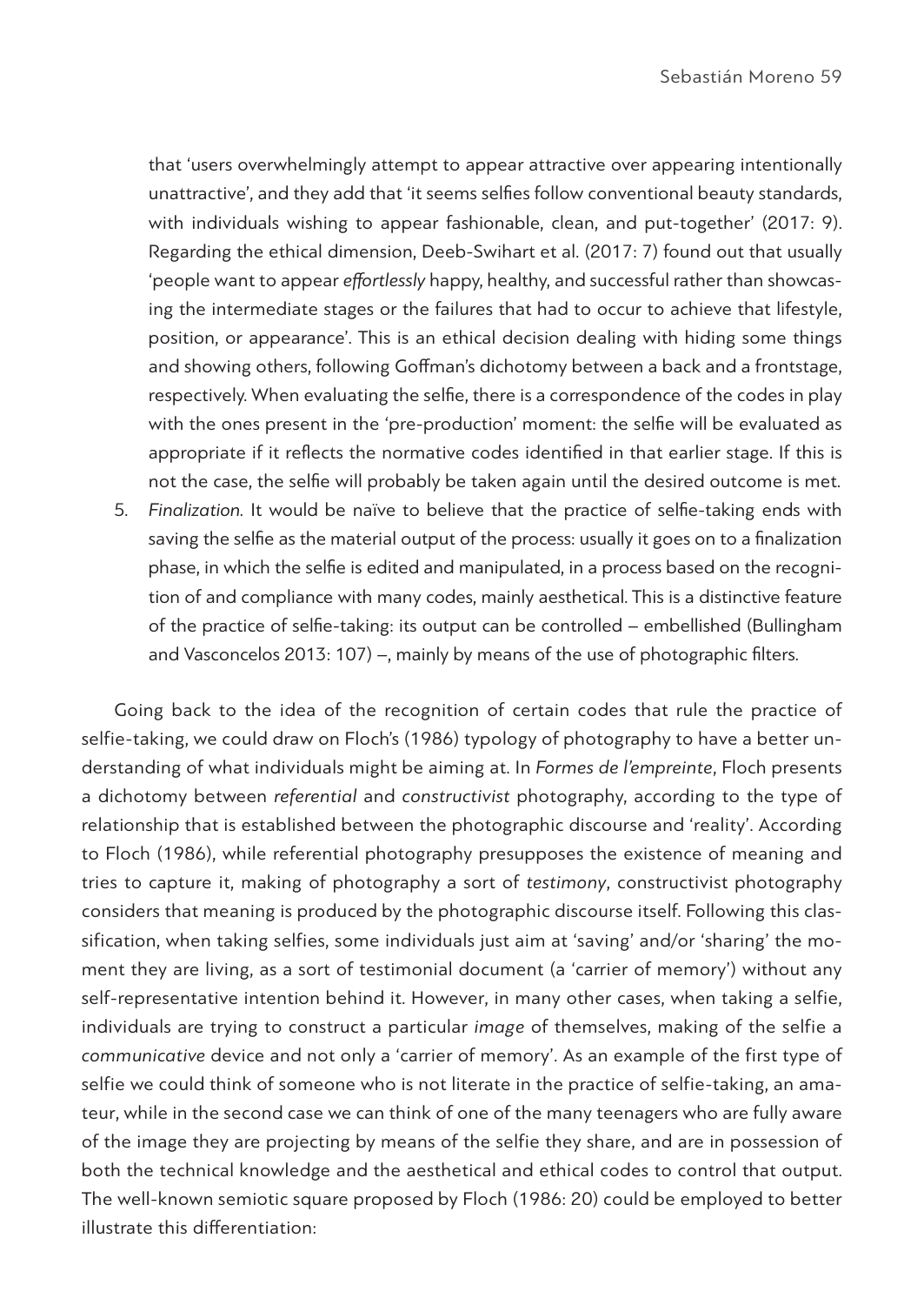that 'users overwhelmingly attempt to appear attractive over appearing intentionally unattractive', and they add that 'it seems selfies follow conventional beauty standards, with individuals wishing to appear fashionable, clean, and put-together' (2017: 9). Regarding the ethical dimension, Deeb-Swihart et al. (2017: 7) found out that usually 'people want to appear *effortlessly* happy, healthy, and successful rather than showcasing the intermediate stages or the failures that had to occur to achieve that lifestyle, position, or appearance'. This is an ethical decision dealing with hiding some things and showing others, following Goffman's dichotomy between a back and a frontstage, respectively. When evaluating the selfie, there is a correspondence of the codes in play with the ones present in the 'pre-production' moment: the selfie will be evaluated as appropriate if it reflects the normative codes identified in that earlier stage. If this is not the case, the selfie will probably be taken again until the desired outcome is met.

5. *Finalization.* It would be naïve to believe that the practice of selfie-taking ends with saving the selfie as the material output of the process: usually it goes on to a finalization phase, in which the selfie is edited and manipulated, in a process based on the recognition of and compliance with many codes, mainly aesthetical. This is a distinctive feature of the practice of selfie-taking: its output can be controlled – embellished (Bullingham and Vasconcelos 2013: 107) –, mainly by means of the use of photographic filters.

Going back to the idea of the recognition of certain codes that rule the practice of selfie-taking, we could draw on Floch's (1986) typology of photography to have a better understanding of what individuals might be aiming at. In *Formes de l'empreinte*, Floch presents a dichotomy between *referential* and *constructivist* photography, according to the type of relationship that is established between the photographic discourse and 'reality'. According to Floch (1986), while referential photography presupposes the existence of meaning and tries to capture it, making of photography a sort of *testimony*, constructivist photography considers that meaning is produced by the photographic discourse itself. Following this classification, when taking selfies, some individuals just aim at 'saving' and/or 'sharing' the moment they are living, as a sort of testimonial document (a 'carrier of memory') without any self-representative intention behind it. However, in many other cases, when taking a selfie, individuals are trying to construct a particular *image* of themselves, making of the selfie a *communicative* device and not only a 'carrier of memory'. As an example of the first type of selfie we could think of someone who is not literate in the practice of selfie-taking, an amateur, while in the second case we can think of one of the many teenagers who are fully aware of the image they are projecting by means of the selfie they share, and are in possession of both the technical knowledge and the aesthetical and ethical codes to control that output. The well-known semiotic square proposed by Floch (1986: 20) could be employed to better illustrate this differentiation: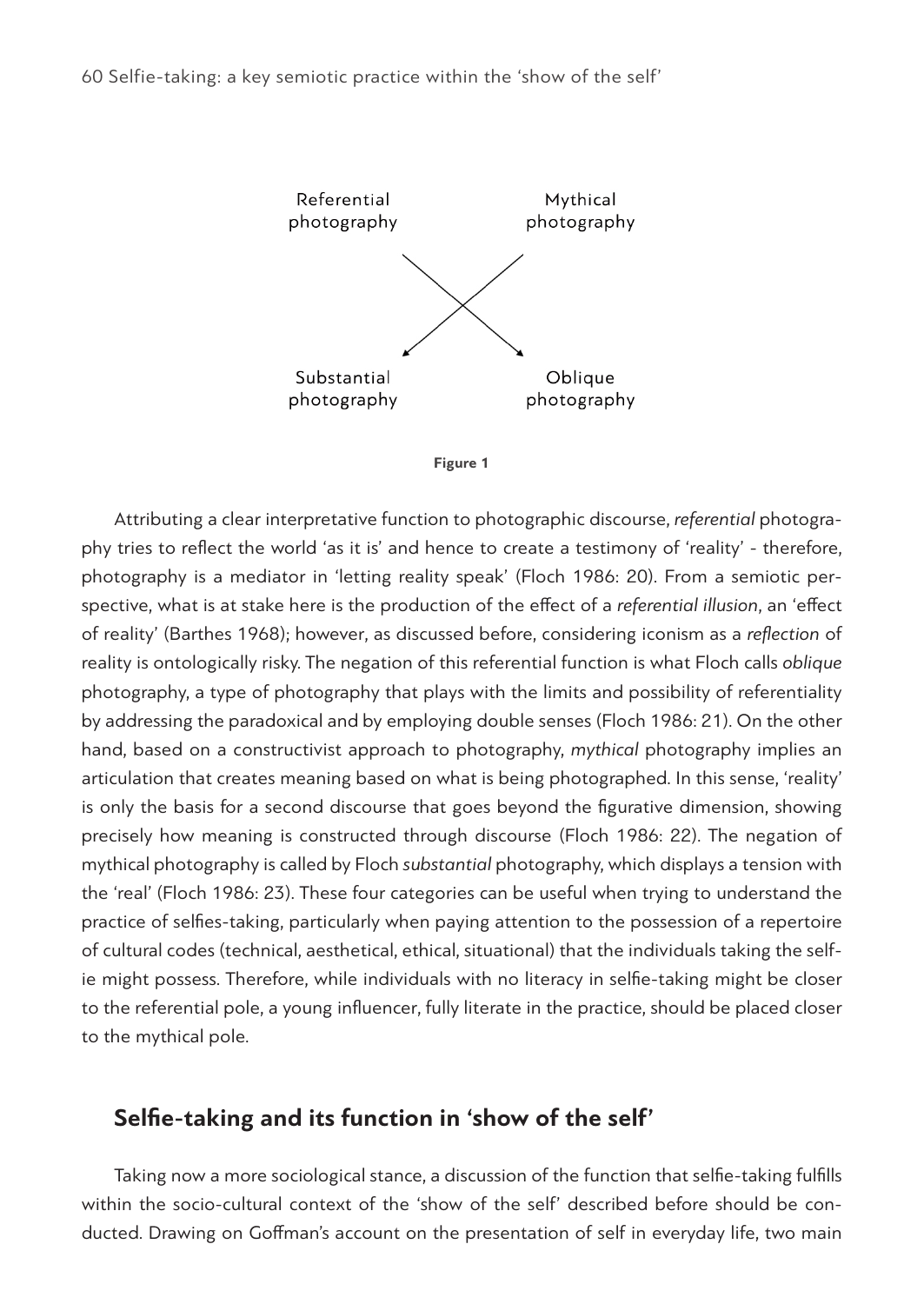Referential photography — Mythical photography

Substantial photography — Oblique photography

**Figure 1**

Attributing a clear interpretative function to photographic discourse, *referential* photography tries to reflect the world 'as it is' and hence to create a testimony of 'reality' - therefore, photography is a mediator in 'letting reality speak' (Floch 1986: 20). From a semiotic perspective, what is at stake here is the production of the effect of a *referential illusion*, an 'effect of reality' (Barthes 1968); however, as discussed before, considering iconism as a *reflection* of reality is ontologically risky. The negation of this referential function is what Floch calls *oblique* photography, a type of photography that plays with the limits and possibility of referentiality by addressing the paradoxical and by employing double senses (Floch 1986: 21). On the other hand, based on a constructivist approach to photography, *mythical* photography implies an articulation that creates meaning based on what is being photographed. In this sense, 'reality' is only the basis for a second discourse that goes beyond the figurative dimension, showing precisely how meaning is constructed through discourse (Floch 1986: 22). The negation of mythical photography is called by Floch *substantial* photography, which displays a tension with the 'real' (Floch 1986: 23). These four categories can be useful when trying to understand the practice of selfies-taking, particularly when paying attention to the possession of a repertoire of cultural codes (technical, aesthetical, ethical, situational) that the individuals taking the selfie might possess. Therefore, while individuals with no literacy in selfie-taking might be closer to the referential pole, a young influencer, fully literate in the practice, should be placed closer to the mythical pole.

## Selfie-taking and its function in 'show of the self'

Taking now a more sociological stance, a discussion of the function that selfie-taking fulfills within the socio-cultural context of the 'show of the self' described before should be conducted. Drawing on Goffman's account on the presentation of self in everyday life, two main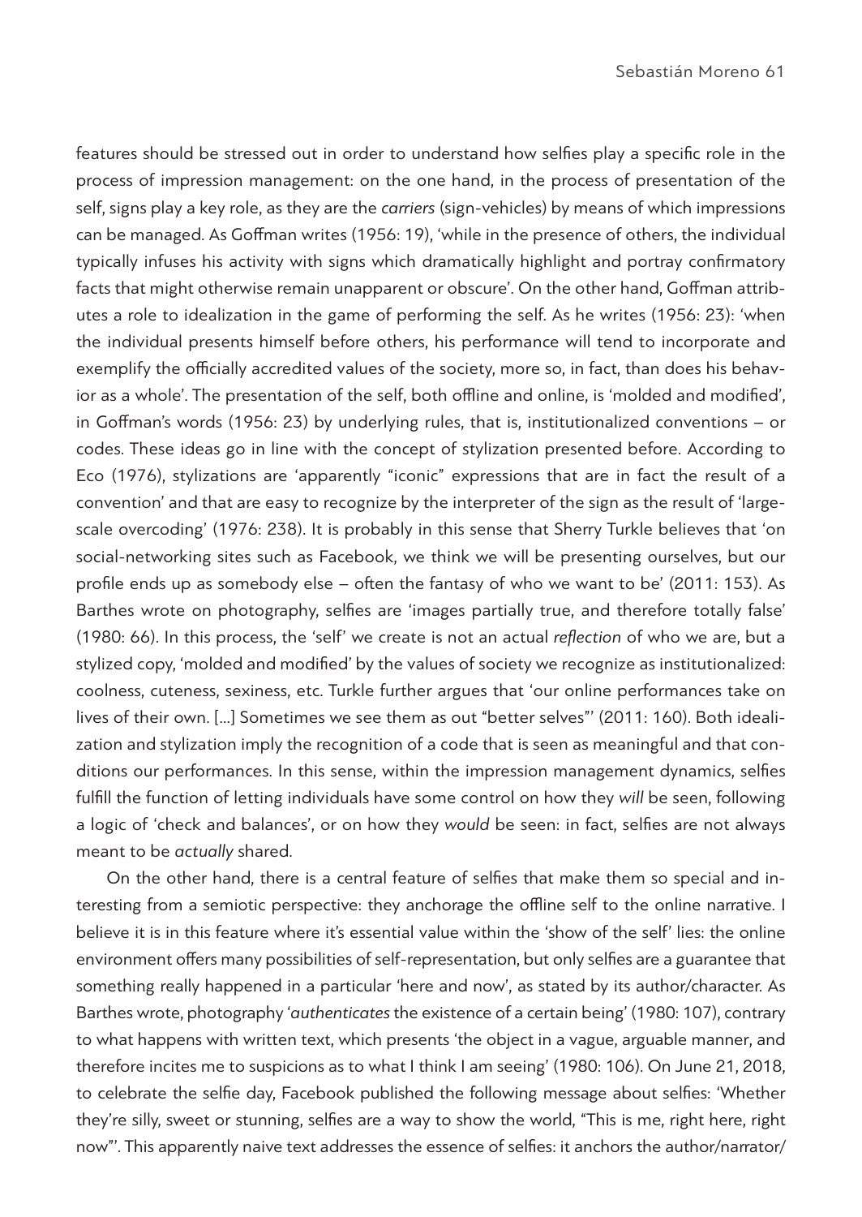features should be stressed out in order to understand how selfies play a specific role in the process of impression management: on the one hand, in the process of presentation of the self, signs play a key role, as they are the *carriers* (sign-vehicles) by means of which impressions can be managed. As Goffman writes (1956: 19), 'while in the presence of others, the individual typically infuses his activity with signs which dramatically highlight and portray confirmatory facts that might otherwise remain unapparent or obscure'. On the other hand, Goffman attributes a role to idealization in the game of performing the self. As he writes (1956: 23): 'when the individual presents himself before others, his performance will tend to incorporate and exemplify the officially accredited values of the society, more so, in fact, than does his behavior as a whole'. The presentation of the self, both offline and online, is 'molded and modified', in Goffman's words (1956: 23) by underlying rules, that is, institutionalized conventions – or codes. These ideas go in line with the concept of stylization presented before. According to Eco (1976), stylizations are 'apparently "iconic" expressions that are in fact the result of a convention' and that are easy to recognize by the interpreter of the sign as the result of 'large-scale overcoding' (1976: 238). It is probably in this sense that Sherry Turkle believes that 'on social-networking sites such as Facebook, we think we will be presenting ourselves, but our profile ends up as somebody else – often the fantasy of who we want to be' (2011: 153). As Barthes wrote on photography, selfies are 'images partially true, and therefore totally false' (1980: 66). In this process, the 'self' we create is not an actual *reflection* of who we are, but a stylized copy, 'molded and modified' by the values of society we recognize as institutionalized: coolness, cuteness, sexiness, etc. Turkle further argues that 'our online performances take on lives of their own. […] Sometimes we see them as out "better selves"' (2011: 160). Both idealization and stylization imply the recognition of a code that is seen as meaningful and that conditions our performances. In this sense, within the impression management dynamics, selfies fulfill the function of letting individuals have some control on how they *will* be seen, following a logic of 'check and balances', or on how they *would* be seen: in fact, selfies are not always meant to be *actually* shared.

On the other hand, there is a central feature of selfies that make them so special and interesting from a semiotic perspective: they anchorage the offline self to the online narrative. I believe it is in this feature where it's essential value within the 'show of the self' lies: the online environment offers many possibilities of self-representation, but only selfies are a guarantee that something really happened in a particular 'here and now', as stated by its author/character. As Barthes wrote, photography '*authenticates* the existence of a certain being' (1980: 107), contrary to what happens with written text, which presents 'the object in a vague, arguable manner, and therefore incites me to suspicions as to what I think I am seeing' (1980: 106). On June 21, 2018, to celebrate the selfie day, Facebook published the following message about selfies: 'Whether they're silly, sweet or stunning, selfies are a way to show the world, "This is me, right here, right now"'. This apparently naive text addresses the essence of selfies: it anchors the author/narrator/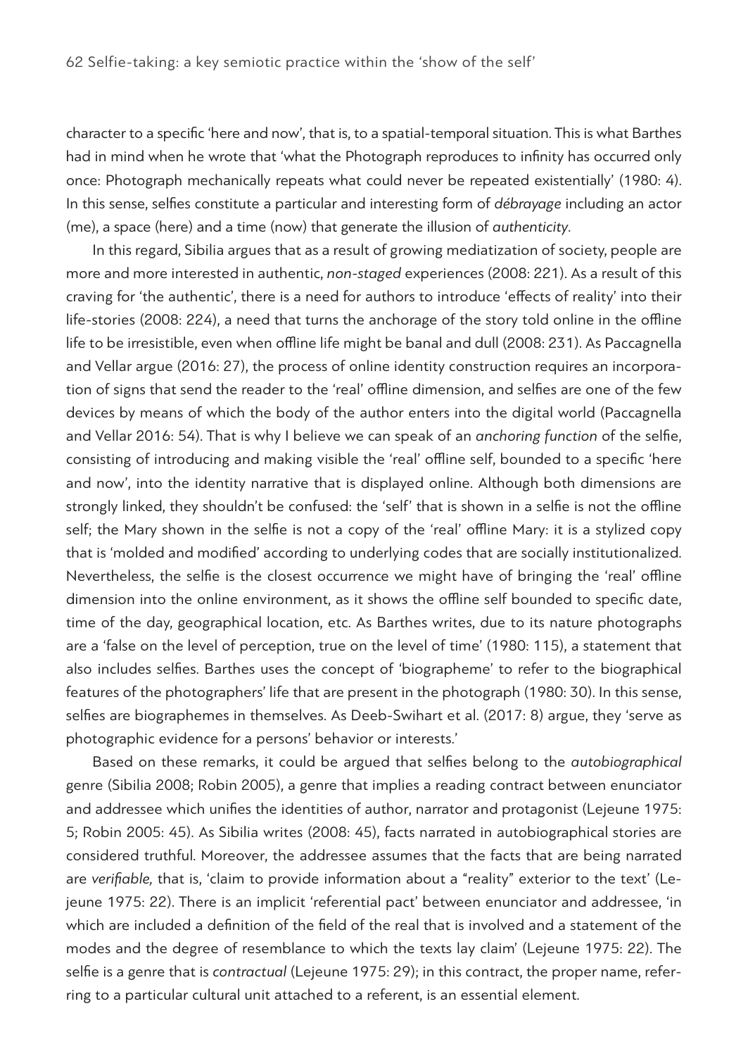character to a specific 'here and now', that is, to a spatial-temporal situation. This is what Barthes had in mind when he wrote that 'what the Photograph reproduces to infinity has occurred only once: Photograph mechanically repeats what could never be repeated existentially' (1980: 4). In this sense, selfies constitute a particular and interesting form of *débrayage* including an actor (me), a space (here) and a time (now) that generate the illusion of *authenticity*.

In this regard, Sibilia argues that as a result of growing mediatization of society, people are more and more interested in authentic, *non-staged* experiences (2008: 221). As a result of this craving for 'the authentic', there is a need for authors to introduce 'effects of reality' into their life-stories (2008: 224), a need that turns the anchorage of the story told online in the offline life to be irresistible, even when offline life might be banal and dull (2008: 231). As Paccagnella and Vellar argue (2016: 27), the process of online identity construction requires an incorporation of signs that send the reader to the 'real' offline dimension, and selfies are one of the few devices by means of which the body of the author enters into the digital world (Paccagnella and Vellar 2016: 54). That is why I believe we can speak of an *anchoring function* of the selfie, consisting of introducing and making visible the 'real' offline self, bounded to a specific 'here and now', into the identity narrative that is displayed online. Although both dimensions are strongly linked, they shouldn't be confused: the 'self' that is shown in a selfie is not the offline self; the Mary shown in the selfie is not a copy of the 'real' offline Mary: it is a stylized copy that is 'molded and modified' according to underlying codes that are socially institutionalized. Nevertheless, the selfie is the closest occurrence we might have of bringing the 'real' offline dimension into the online environment, as it shows the offline self bounded to specific date, time of the day, geographical location, etc. As Barthes writes, due to its nature photographs are a 'false on the level of perception, true on the level of time' (1980: 115), a statement that also includes selfies. Barthes uses the concept of 'biographeme' to refer to the biographical features of the photographers' life that are present in the photograph (1980: 30). In this sense, selfies are biographemes in themselves. As Deeb-Swihart et al. (2017: 8) argue, they 'serve as photographic evidence for a persons' behavior or interests.'

Based on these remarks, it could be argued that selfies belong to the *autobiographical* genre (Sibilia 2008; Robin 2005), a genre that implies a reading contract between enunciator and addressee which unifies the identities of author, narrator and protagonist (Lejeune 1975: 5; Robin 2005: 45). As Sibilia writes (2008: 45), facts narrated in autobiographical stories are considered truthful. Moreover, the addressee assumes that the facts that are being narrated are *verifiable,* that is, 'claim to provide information about a "reality" exterior to the text' (Lejeune 1975: 22). There is an implicit 'referential pact' between enunciator and addressee, 'in which are included a definition of the field of the real that is involved and a statement of the modes and the degree of resemblance to which the texts lay claim' (Lejeune 1975: 22). The selfie is a genre that is *contractual* (Lejeune 1975: 29); in this contract, the proper name, referring to a particular cultural unit attached to a referent, is an essential element.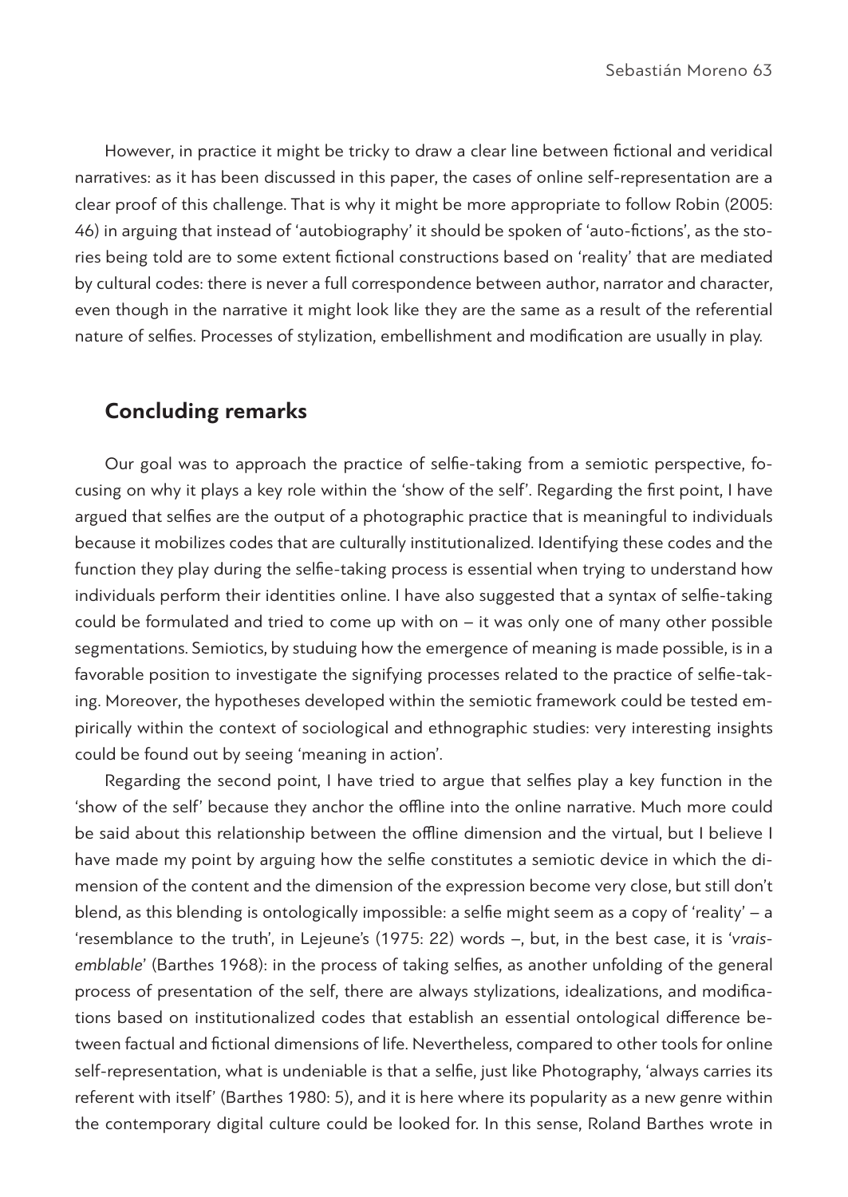However, in practice it might be tricky to draw a clear line between fictional and veridical narratives: as it has been discussed in this paper, the cases of online self-representation are a clear proof of this challenge. That is why it might be more appropriate to follow Robin (2005: 46) in arguing that instead of 'autobiography' it should be spoken of 'auto-fictions', as the stories being told are to some extent fictional constructions based on 'reality' that are mediated by cultural codes: there is never a full correspondence between author, narrator and character, even though in the narrative it might look like they are the same as a result of the referential nature of selfies. Processes of stylization, embellishment and modification are usually in play.

## Concluding remarks

Our goal was to approach the practice of selfie-taking from a semiotic perspective, focusing on why it plays a key role within the 'show of the self'. Regarding the first point, I have argued that selfies are the output of a photographic practice that is meaningful to individuals because it mobilizes codes that are culturally institutionalized. Identifying these codes and the function they play during the selfie-taking process is essential when trying to understand how individuals perform their identities online. I have also suggested that a syntax of selfie-taking could be formulated and tried to come up with on – it was only one of many other possible segmentations. Semiotics, by studuing how the emergence of meaning is made possible, is in a favorable position to investigate the signifying processes related to the practice of selfie-taking. Moreover, the hypotheses developed within the semiotic framework could be tested empirically within the context of sociological and ethnographic studies: very interesting insights could be found out by seeing 'meaning in action'.

Regarding the second point, I have tried to argue that selfies play a key function in the 'show of the self' because they anchor the offline into the online narrative. Much more could be said about this relationship between the offline dimension and the virtual, but I believe I have made my point by arguing how the selfie constitutes a semiotic device in which the dimension of the content and the dimension of the expression become very close, but still don't blend, as this blending is ontologically impossible: a selfie might seem as a copy of 'reality' – a 'resemblance to the truth', in Lejeune's (1975: 22) words –, but, in the best case, it is '*vraisemblable*' (Barthes 1968): in the process of taking selfies, as another unfolding of the general process of presentation of the self, there are always stylizations, idealizations, and modifications based on institutionalized codes that establish an essential ontological difference between factual and fictional dimensions of life. Nevertheless, compared to other tools for online self-representation, what is undeniable is that a selfie, just like Photography, 'always carries its referent with itself' (Barthes 1980: 5), and it is here where its popularity as a new genre within the contemporary digital culture could be looked for. In this sense, Roland Barthes wrote in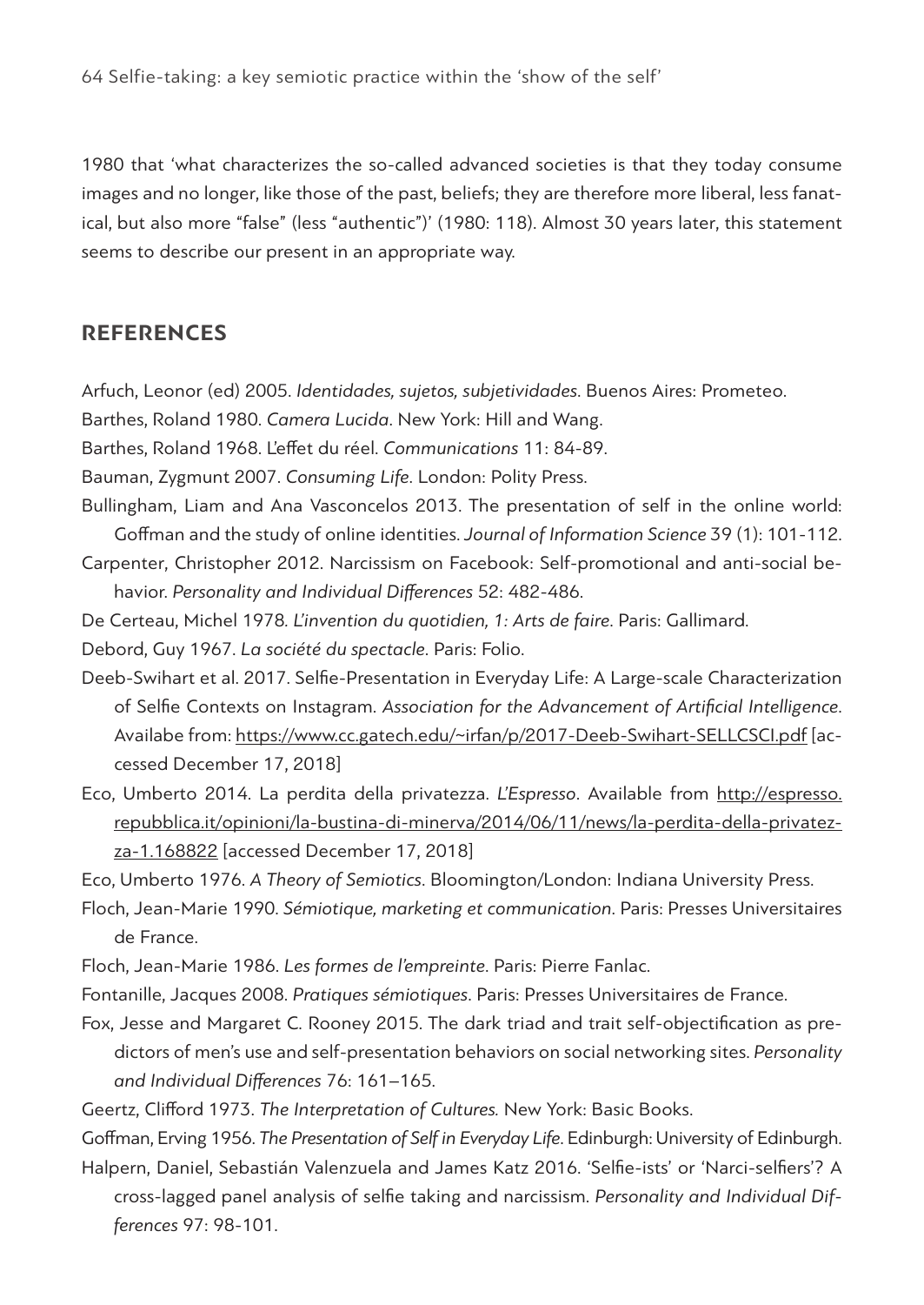1980 that 'what characterizes the so-called advanced societies is that they today consume images and no longer, like those of the past, beliefs; they are therefore more liberal, less fanatical, but also more "false" (less "authentic")' (1980: 118). Almost 30 years later, this statement seems to describe our present in an appropriate way.

## REFERENCES

Arfuch, Leonor (ed) 2005. *Identidades, sujetos, subjetividades*. Buenos Aires: Prometeo.

Barthes, Roland 1980. *Camera Lucida*. New York: Hill and Wang.

Barthes, Roland 1968. L'effet du réel. *Communications* 11: 84-89.

Bauman, Zygmunt 2007. *Consuming Life*. London: Polity Press.

Bullingham, Liam and Ana Vasconcelos 2013. The presentation of self in the online world: Goffman and the study of online identities. *Journal of Information Science* 39 (1): 101-112.

Carpenter, Christopher 2012. Narcissism on Facebook: Self-promotional and anti-social behavior. *Personality and Individual Differences* 52: 482-486.

De Certeau, Michel 1978. *L'invention du quotidien, 1: Arts de faire*. Paris: Gallimard.

Debord, Guy 1967. *La société du spectacle*. Paris: Folio.

Deeb-Swihart et al. 2017. Selfie-Presentation in Everyday Life: A Large-scale Characterization of Selfie Contexts on Instagram. *Association for the Advancement of Artificial Intelligence*. Availabe from: https://www.cc.gatech.edu/~irfan/p/2017-Deeb-Swihart-SELLCSCI.pdf [accessed December 17, 2018]

Eco, Umberto 2014. La perdita della privatezza. *L'Espresso*. Available from http://espresso.repubblica.it/opinioni/la-bustina-di-minerva/2014/06/11/news/la-perdita-della-privatezza-1.168822 [accessed December 17, 2018]

Eco, Umberto 1976. *A Theory of Semiotics*. Bloomington/London: Indiana University Press.

Floch, Jean-Marie 1990. *Sémiotique, marketing et communication*. Paris: Presses Universitaires de France.

Floch, Jean-Marie 1986. *Les formes de l'empreinte*. Paris: Pierre Fanlac.

Fontanille, Jacques 2008. *Pratiques sémiotiques*. Paris: Presses Universitaires de France.

Fox, Jesse and Margaret C. Rooney 2015. The dark triad and trait self-objectification as predictors of men's use and self-presentation behaviors on social networking sites. *Personality and Individual Differences* 76: 161–165.

Geertz, Clifford 1973. *The Interpretation of Cultures.* New York: Basic Books.

Goffman, Erving 1956. *The Presentation of Self in Everyday Life*. Edinburgh: University of Edinburgh.

Halpern, Daniel, Sebastián Valenzuela and James Katz 2016. 'Selfie-ists' or 'Narci-selfiers'? A cross-lagged panel analysis of selfie taking and narcissism. *Personality and Individual Differences* 97: 98-101.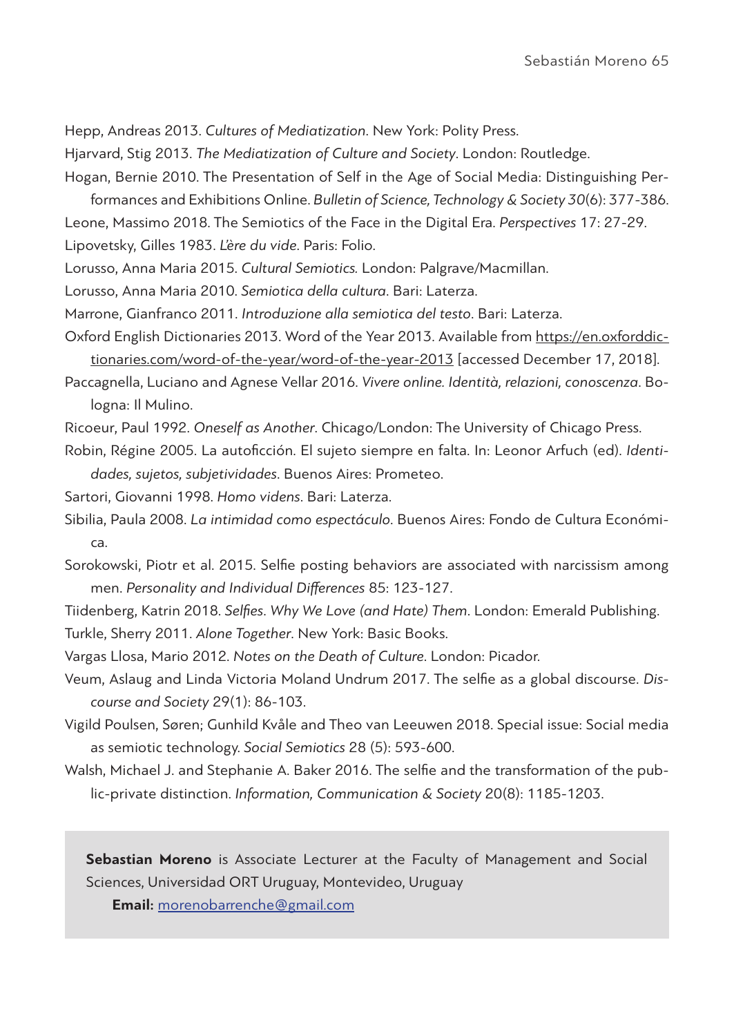Hepp, Andreas 2013. *Cultures of Mediatization*. New York: Polity Press.

Hjarvard, Stig 2013. *The Mediatization of Culture and Society*. London: Routledge.

Hogan, Bernie 2010. The Presentation of Self in the Age of Social Media: Distinguishing Performances and Exhibitions Online. *Bulletin of Science, Technology & Society 30*(6): 377-386.

Leone, Massimo 2018. The Semiotics of the Face in the Digital Era. *Perspectives* 17: 27-29.

Lipovetsky, Gilles 1983. *L'ère du vide*. Paris: Folio.

Lorusso, Anna Maria 2015. *Cultural Semiotics.* London: Palgrave/Macmillan.

Lorusso, Anna Maria 2010. *Semiotica della cultura*. Bari: Laterza.

Marrone, Gianfranco 2011. *Introduzione alla semiotica del testo*. Bari: Laterza.

Oxford English Dictionaries 2013. Word of the Year 2013. Available from https://en.oxforddictionaries.com/word-of-the-year/word-of-the-year-2013 [accessed December 17, 2018].

Paccagnella, Luciano and Agnese Vellar 2016. *Vivere online. Identità, relazioni, conoscenza*. Bologna: Il Mulino.

Ricoeur, Paul 1992. *Oneself as Another*. Chicago/London: The University of Chicago Press.

Robin, Régine 2005. La autoficción. El sujeto siempre en falta. In: Leonor Arfuch (ed). *Identidades, sujetos, subjetividades*. Buenos Aires: Prometeo.

Sartori, Giovanni 1998. *Homo videns*. Bari: Laterza.

Sibilia, Paula 2008. *La intimidad como espectáculo*. Buenos Aires: Fondo de Cultura Económica.

Sorokowski, Piotr et al. 2015. Selfie posting behaviors are associated with narcissism among men. *Personality and Individual Differences* 85: 123-127.

Tiidenberg, Katrin 2018. *Selfies. Why We Love (and Hate) Them*. London: Emerald Publishing.

Turkle, Sherry 2011. *Alone Together*. New York: Basic Books.

Vargas Llosa, Mario 2012. *Notes on the Death of Culture*. London: Picador.

Veum, Aslaug and Linda Victoria Moland Undrum 2017. The selfie as a global discourse. *Discourse and Society* 29(1): 86-103.

Vigild Poulsen, Søren; Gunhild Kvåle and Theo van Leeuwen 2018. Special issue: Social media as semiotic technology. *Social Semiotics* 28 (5): 593-600.

Walsh, Michael J. and Stephanie A. Baker 2016. The selfie and the transformation of the public-private distinction. *Information, Communication & Society* 20(8): 1185-1203.

**Sebastian Moreno** is Associate Lecturer at the Faculty of Management and Social Sciences, Universidad ORT Uruguay, Montevideo, Uruguay

**Email:** morenobarrenche@gmail.com